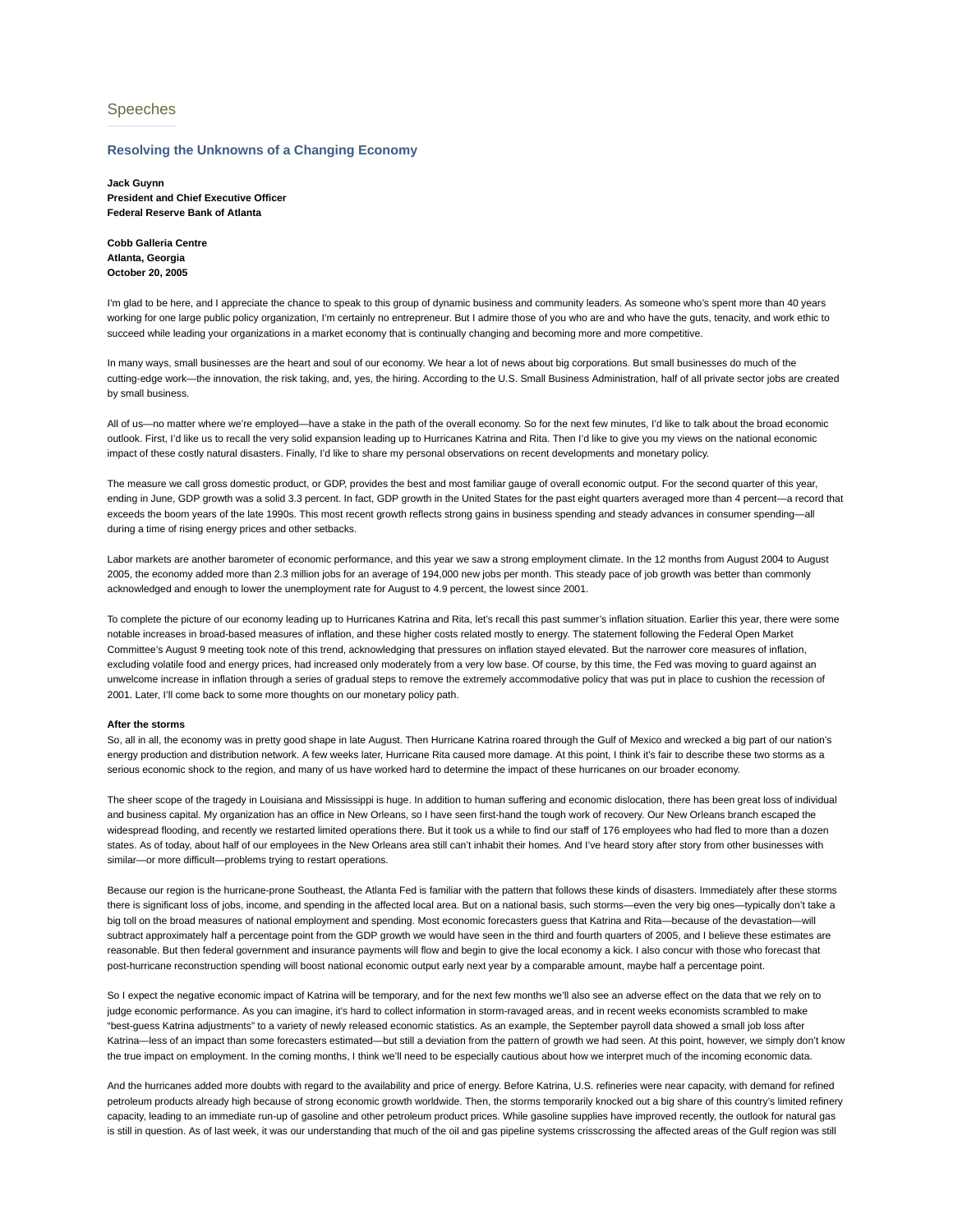## Speeches

### Resolving the Unknowns of a Changing Economy

**Jack Guynn**
**President and Chief Executive Officer**
**Federal Reserve Bank of Atlanta**

**Cobb Galleria Centre**
**Atlanta, Georgia**
**October 20, 2005**

I'm glad to be here, and I appreciate the chance to speak to this group of dynamic business and community leaders. As someone who's spent more than 40 years working for one large public policy organization, I'm certainly no entrepreneur. But I admire those of you who are and who have the guts, tenacity, and work ethic to succeed while leading your organizations in a market economy that is continually changing and becoming more and more competitive.

In many ways, small businesses are the heart and soul of our economy. We hear a lot of news about big corporations. But small businesses do much of the cutting-edge work—the innovation, the risk taking, and, yes, the hiring. According to the U.S. Small Business Administration, half of all private sector jobs are created by small business.

All of us—no matter where we're employed—have a stake in the path of the overall economy. So for the next few minutes, I'd like to talk about the broad economic outlook. First, I'd like us to recall the very solid expansion leading up to Hurricanes Katrina and Rita. Then I'd like to give you my views on the national economic impact of these costly natural disasters. Finally, I'd like to share my personal observations on recent developments and monetary policy.

The measure we call gross domestic product, or GDP, provides the best and most familiar gauge of overall economic output. For the second quarter of this year, ending in June, GDP growth was a solid 3.3 percent. In fact, GDP growth in the United States for the past eight quarters averaged more than 4 percent—a record that exceeds the boom years of the late 1990s. This most recent growth reflects strong gains in business spending and steady advances in consumer spending—all during a time of rising energy prices and other setbacks.

Labor markets are another barometer of economic performance, and this year we saw a strong employment climate. In the 12 months from August 2004 to August 2005, the economy added more than 2.3 million jobs for an average of 194,000 new jobs per month. This steady pace of job growth was better than commonly acknowledged and enough to lower the unemployment rate for August to 4.9 percent, the lowest since 2001.

To complete the picture of our economy leading up to Hurricanes Katrina and Rita, let's recall this past summer's inflation situation. Earlier this year, there were some notable increases in broad-based measures of inflation, and these higher costs related mostly to energy. The statement following the Federal Open Market Committee's August 9 meeting took note of this trend, acknowledging that pressures on inflation stayed elevated. But the narrower core measures of inflation, excluding volatile food and energy prices, had increased only moderately from a very low base. Of course, by this time, the Fed was moving to guard against an unwelcome increase in inflation through a series of gradual steps to remove the extremely accommodative policy that was put in place to cushion the recession of 2001. Later, I'll come back to some more thoughts on our monetary policy path.

**After the storms**
So, all in all, the economy was in pretty good shape in late August. Then Hurricane Katrina roared through the Gulf of Mexico and wrecked a big part of our nation's energy production and distribution network. A few weeks later, Hurricane Rita caused more damage. At this point, I think it's fair to describe these two storms as a serious economic shock to the region, and many of us have worked hard to determine the impact of these hurricanes on our broader economy.

The sheer scope of the tragedy in Louisiana and Mississippi is huge. In addition to human suffering and economic dislocation, there has been great loss of individual and business capital. My organization has an office in New Orleans, so I have seen first-hand the tough work of recovery. Our New Orleans branch escaped the widespread flooding, and recently we restarted limited operations there. But it took us a while to find our staff of 176 employees who had fled to more than a dozen states. As of today, about half of our employees in the New Orleans area still can't inhabit their homes. And I've heard story after story from other businesses with similar—or more difficult—problems trying to restart operations.

Because our region is the hurricane-prone Southeast, the Atlanta Fed is familiar with the pattern that follows these kinds of disasters. Immediately after these storms there is significant loss of jobs, income, and spending in the affected local area. But on a national basis, such storms—even the very big ones—typically don't take a big toll on the broad measures of national employment and spending. Most economic forecasters guess that Katrina and Rita—because of the devastation—will subtract approximately half a percentage point from the GDP growth we would have seen in the third and fourth quarters of 2005, and I believe these estimates are reasonable. But then federal government and insurance payments will flow and begin to give the local economy a kick. I also concur with those who forecast that post-hurricane reconstruction spending will boost national economic output early next year by a comparable amount, maybe half a percentage point.

So I expect the negative economic impact of Katrina will be temporary, and for the next few months we'll also see an adverse effect on the data that we rely on to judge economic performance. As you can imagine, it's hard to collect information in storm-ravaged areas, and in recent weeks economists scrambled to make "best-guess Katrina adjustments" to a variety of newly released economic statistics. As an example, the September payroll data showed a small job loss after Katrina—less of an impact than some forecasters estimated—but still a deviation from the pattern of growth we had seen. At this point, however, we simply don't know the true impact on employment. In the coming months, I think we'll need to be especially cautious about how we interpret much of the incoming economic data.

And the hurricanes added more doubts with regard to the availability and price of energy. Before Katrina, U.S. refineries were near capacity, with demand for refined petroleum products already high because of strong economic growth worldwide. Then, the storms temporarily knocked out a big share of this country's limited refinery capacity, leading to an immediate run-up of gasoline and other petroleum product prices. While gasoline supplies have improved recently, the outlook for natural gas is still in question. As of last week, it was our understanding that much of the oil and gas pipeline systems crisscrossing the affected areas of the Gulf region was still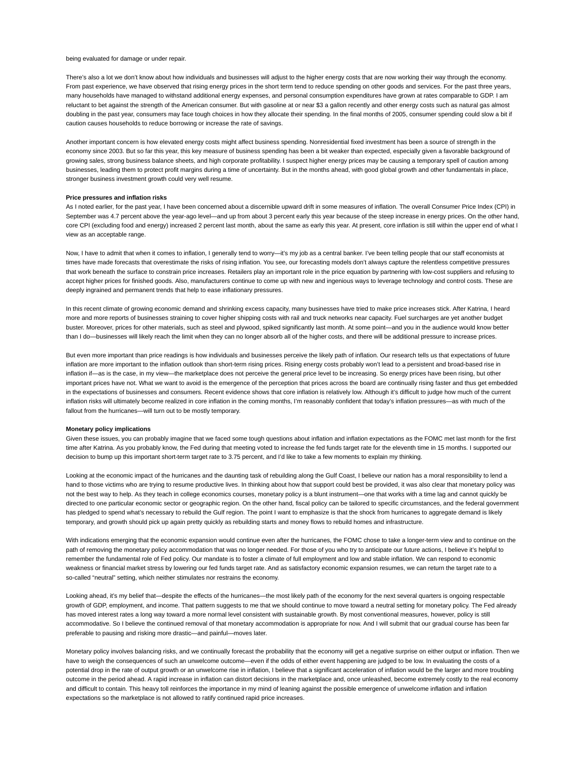being evaluated for damage or under repair.

There's also a lot we don't know about how individuals and businesses will adjust to the higher energy costs that are now working their way through the economy. From past experience, we have observed that rising energy prices in the short term tend to reduce spending on other goods and services. For the past three years, many households have managed to withstand additional energy expenses, and personal consumption expenditures have grown at rates comparable to GDP. I am reluctant to bet against the strength of the American consumer. But with gasoline at or near $3 a gallon recently and other energy costs such as natural gas almost doubling in the past year, consumers may face tough choices in how they allocate their spending. In the final months of 2005, consumer spending could slow a bit if caution causes households to reduce borrowing or increase the rate of savings.

Another important concern is how elevated energy costs might affect business spending. Nonresidential fixed investment has been a source of strength in the economy since 2003. But so far this year, this key measure of business spending has been a bit weaker than expected, especially given a favorable background of growing sales, strong business balance sheets, and high corporate profitability. I suspect higher energy prices may be causing a temporary spell of caution among businesses, leading them to protect profit margins during a time of uncertainty. But in the months ahead, with good global growth and other fundamentals in place, stronger business investment growth could very well resume.

**Price pressures and inflation risks**

As I noted earlier, for the past year, I have been concerned about a discernible upward drift in some measures of inflation. The overall Consumer Price Index (CPI) in September was 4.7 percent above the year-ago level—and up from about 3 percent early this year because of the steep increase in energy prices. On the other hand, core CPI (excluding food and energy) increased 2 percent last month, about the same as early this year. At present, core inflation is still within the upper end of what I view as an acceptable range.

Now, I have to admit that when it comes to inflation, I generally tend to worry—it's my job as a central banker. I've been telling people that our staff economists at times have made forecasts that overestimate the risks of rising inflation. You see, our forecasting models don't always capture the relentless competitive pressures that work beneath the surface to constrain price increases. Retailers play an important role in the price equation by partnering with low-cost suppliers and refusing to accept higher prices for finished goods. Also, manufacturers continue to come up with new and ingenious ways to leverage technology and control costs. These are deeply ingrained and permanent trends that help to ease inflationary pressures.

In this recent climate of growing economic demand and shrinking excess capacity, many businesses have tried to make price increases stick. After Katrina, I heard more and more reports of businesses straining to cover higher shipping costs with rail and truck networks near capacity. Fuel surcharges are yet another budget buster. Moreover, prices for other materials, such as steel and plywood, spiked significantly last month. At some point—and you in the audience would know better than I do—businesses will likely reach the limit when they can no longer absorb all of the higher costs, and there will be additional pressure to increase prices.

But even more important than price readings is how individuals and businesses perceive the likely path of inflation. Our research tells us that expectations of future inflation are more important to the inflation outlook than short-term rising prices. Rising energy costs probably won't lead to a persistent and broad-based rise in inflation if—as is the case, in my view—the marketplace does not perceive the general price level to be increasing. So energy prices have been rising, but other important prices have not. What we want to avoid is the emergence of the perception that prices across the board are continually rising faster and thus get embedded in the expectations of businesses and consumers. Recent evidence shows that core inflation is relatively low. Although it's difficult to judge how much of the current inflation risks will ultimately become realized in core inflation in the coming months, I'm reasonably confident that today's inflation pressures—as with much of the fallout from the hurricanes—will turn out to be mostly temporary.

**Monetary policy implications**

Given these issues, you can probably imagine that we faced some tough questions about inflation and inflation expectations as the FOMC met last month for the first time after Katrina. As you probably know, the Fed during that meeting voted to increase the fed funds target rate for the eleventh time in 15 months. I supported our decision to bump up this important short-term target rate to 3.75 percent, and I'd like to take a few moments to explain my thinking.

Looking at the economic impact of the hurricanes and the daunting task of rebuilding along the Gulf Coast, I believe our nation has a moral responsibility to lend a hand to those victims who are trying to resume productive lives. In thinking about how that support could best be provided, it was also clear that monetary policy was not the best way to help. As they teach in college economics courses, monetary policy is a blunt instrument—one that works with a time lag and cannot quickly be directed to one particular economic sector or geographic region. On the other hand, fiscal policy can be tailored to specific circumstances, and the federal government has pledged to spend what's necessary to rebuild the Gulf region. The point I want to emphasize is that the shock from hurricanes to aggregate demand is likely temporary, and growth should pick up again pretty quickly as rebuilding starts and money flows to rebuild homes and infrastructure.

With indications emerging that the economic expansion would continue even after the hurricanes, the FOMC chose to take a longer-term view and to continue on the path of removing the monetary policy accommodation that was no longer needed. For those of you who try to anticipate our future actions, I believe it's helpful to remember the fundamental role of Fed policy. Our mandate is to foster a climate of full employment and low and stable inflation. We can respond to economic weakness or financial market stress by lowering our fed funds target rate. And as satisfactory economic expansion resumes, we can return the target rate to a so-called "neutral" setting, which neither stimulates nor restrains the economy.

Looking ahead, it's my belief that—despite the effects of the hurricanes—the most likely path of the economy for the next several quarters is ongoing respectable growth of GDP, employment, and income. That pattern suggests to me that we should continue to move toward a neutral setting for monetary policy. The Fed already has moved interest rates a long way toward a more normal level consistent with sustainable growth. By most conventional measures, however, policy is still accommodative. So I believe the continued removal of that monetary accommodation is appropriate for now. And I will submit that our gradual course has been far preferable to pausing and risking more drastic—and painful—moves later.

Monetary policy involves balancing risks, and we continually forecast the probability that the economy will get a negative surprise on either output or inflation. Then we have to weigh the consequences of such an unwelcome outcome—even if the odds of either event happening are judged to be low. In evaluating the costs of a potential drop in the rate of output growth or an unwelcome rise in inflation, I believe that a significant acceleration of inflation would be the larger and more troubling outcome in the period ahead. A rapid increase in inflation can distort decisions in the marketplace and, once unleashed, become extremely costly to the real economy and difficult to contain. This heavy toll reinforces the importance in my mind of leaning against the possible emergence of unwelcome inflation and inflation expectations so the marketplace is not allowed to ratify continued rapid price increases.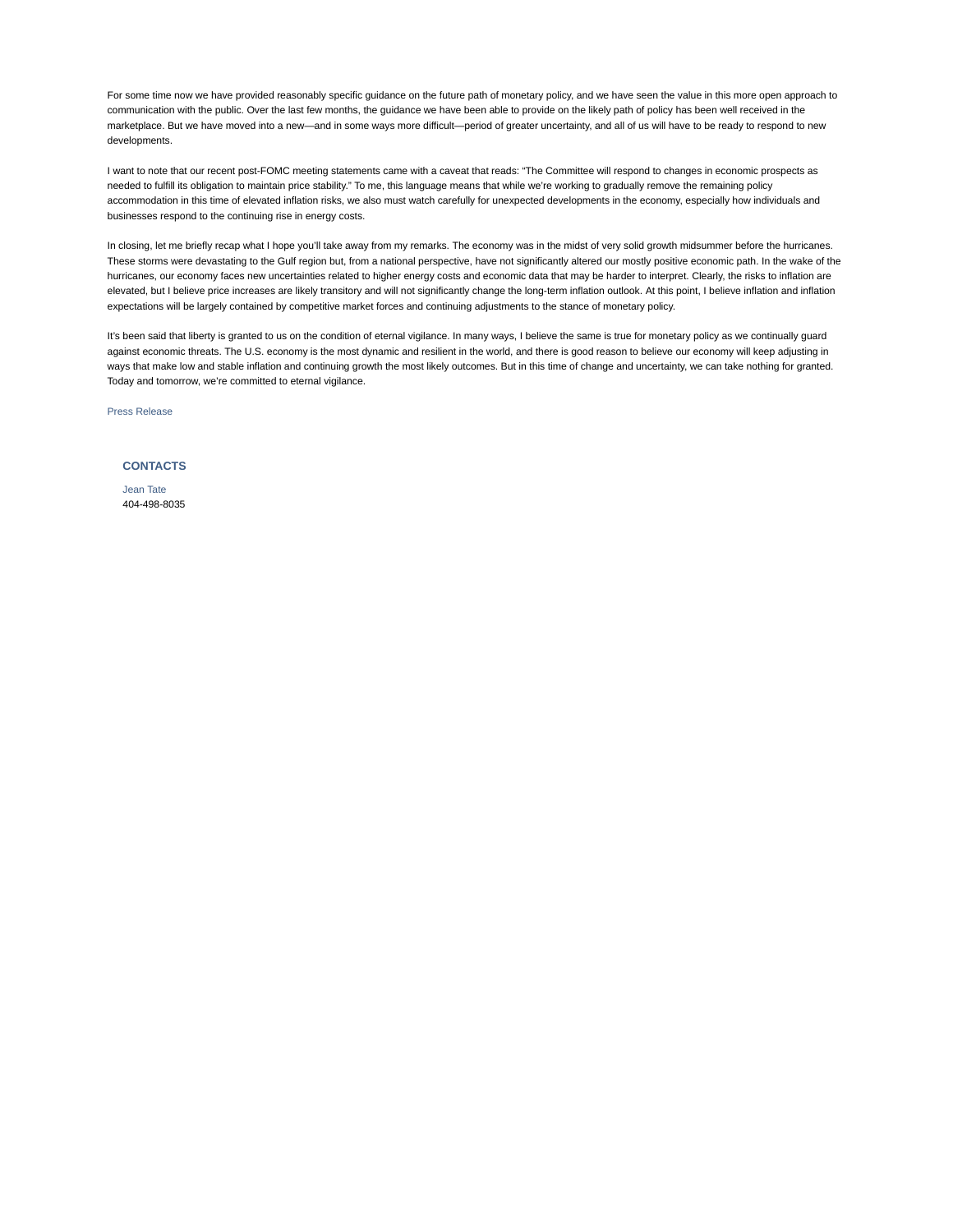For some time now we have provided reasonably specific guidance on the future path of monetary policy, and we have seen the value in this more open approach to communication with the public. Over the last few months, the guidance we have been able to provide on the likely path of policy has been well received in the marketplace. But we have moved into a new—and in some ways more difficult—period of greater uncertainty, and all of us will have to be ready to respond to new developments.

I want to note that our recent post-FOMC meeting statements came with a caveat that reads: "The Committee will respond to changes in economic prospects as needed to fulfill its obligation to maintain price stability." To me, this language means that while we're working to gradually remove the remaining policy accommodation in this time of elevated inflation risks, we also must watch carefully for unexpected developments in the economy, especially how individuals and businesses respond to the continuing rise in energy costs.

In closing, let me briefly recap what I hope you'll take away from my remarks. The economy was in the midst of very solid growth midsummer before the hurricanes. These storms were devastating to the Gulf region but, from a national perspective, have not significantly altered our mostly positive economic path. In the wake of the hurricanes, our economy faces new uncertainties related to higher energy costs and economic data that may be harder to interpret. Clearly, the risks to inflation are elevated, but I believe price increases are likely transitory and will not significantly change the long-term inflation outlook. At this point, I believe inflation and inflation expectations will be largely contained by competitive market forces and continuing adjustments to the stance of monetary policy.

It's been said that liberty is granted to us on the condition of eternal vigilance. In many ways, I believe the same is true for monetary policy as we continually guard against economic threats. The U.S. economy is the most dynamic and resilient in the world, and there is good reason to believe our economy will keep adjusting in ways that make low and stable inflation and continuing growth the most likely outcomes. But in this time of change and uncertainty, we can take nothing for granted. Today and tomorrow, we're committed to eternal vigilance.

Press Release

### CONTACTS

Jean Tate
404-498-8035